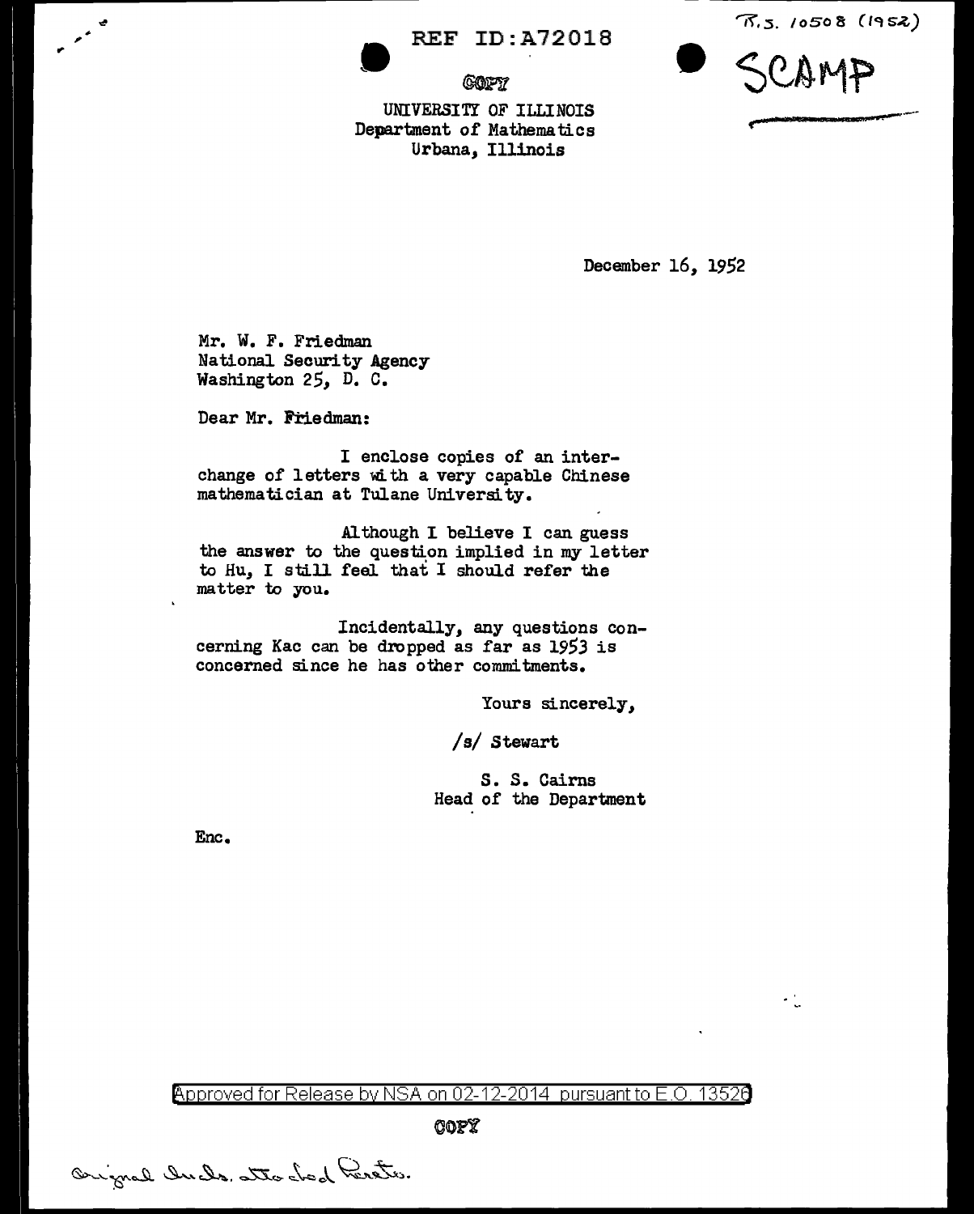REF ID:A72018

COPY

T.S. 10508 (1952)

SCAMP

UNIVERSITY OF ILLINOIS
Department of Mathematics
Urbana, Illinois

December 16, 1952

Mr. W. F. Friedman
National Security Agency
Washington 25, D. C.

Dear Mr. Friedman:

I enclose copies of an interchange of letters with a very capable Chinese mathematician at Tulane University.

Although I believe I can guess the answer to the question implied in my letter to Hu, I still feel that I should refer the matter to you.

Incidentally, any questions concerning Kac can be dropped as far as 1953 is concerned since he has other commitments.

Yours sincerely,

/s/ Stewart

S. S. Cairns
Head of the Department

Enc.

Approved for Release by NSA on 02-12-2014 pursuant to E.O. 13526

COPY

Original Incls. attached hereto.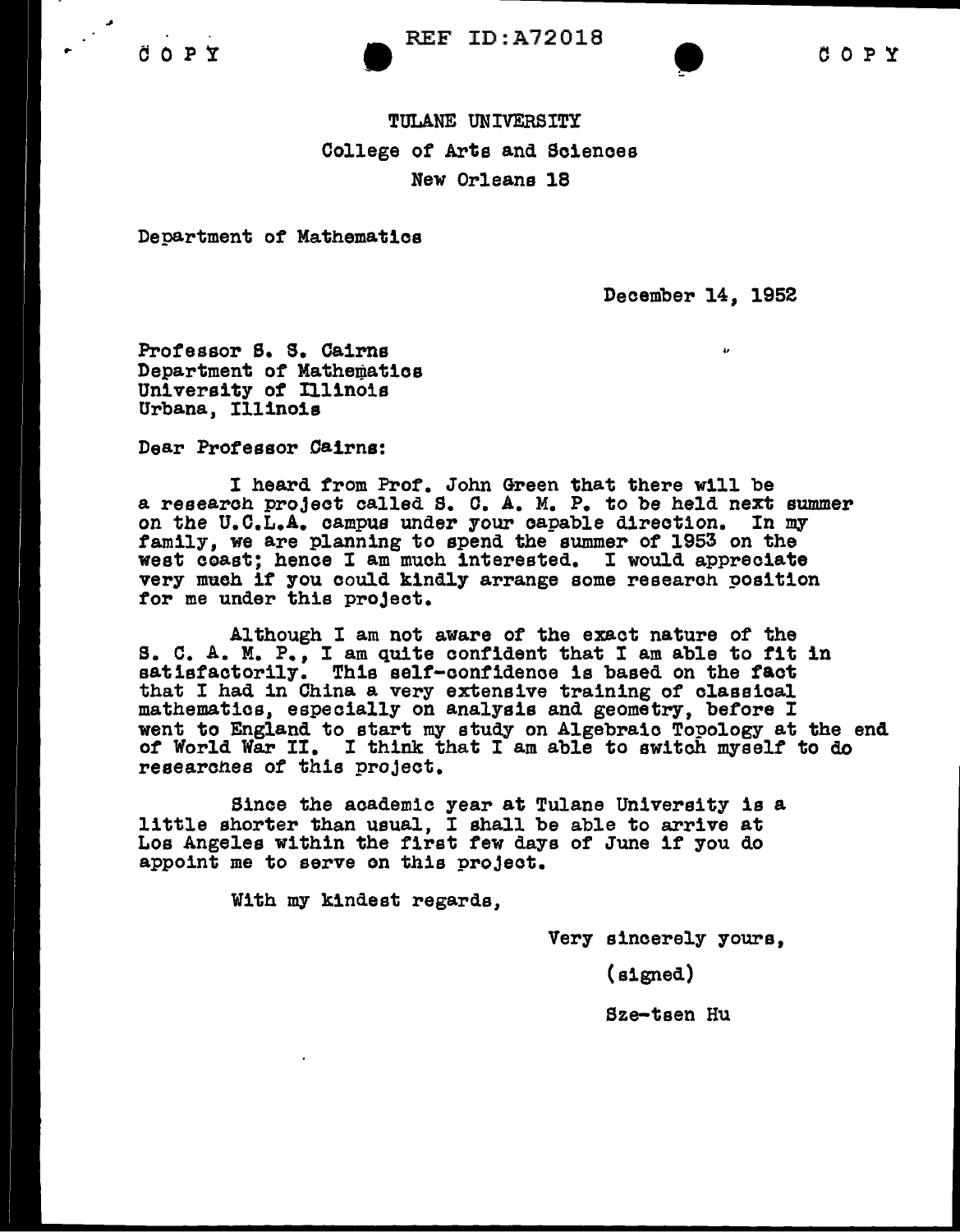COPY REF ID:A72018 COPY

TULANE UNIVERSITY
College of Arts and Sciences
New Orleans 18

Department of Mathematics

December 14, 1952

Professor S. S. Cairns
Department of Mathematics
University of Illinois
Urbana, Illinois

Dear Professor Cairns:

I heard from Prof. John Green that there will be a research project called S. C. A. M. P. to be held next summer on the U.C.L.A. campus under your capable direction. In my family, we are planning to spend the summer of 1953 on the west coast; hence I am much interested. I would appreciate very much if you could kindly arrange some research position for me under this project.

Although I am not aware of the exact nature of the S. C. A. M. P., I am quite confident that I am able to fit in satisfactorily. This self-confidence is based on the fact that I had in China a very extensive training of classical mathematics, especially on analysis and geometry, before I went to England to start my study on Algebraic Topology at the end of World War II. I think that I am able to switch myself to do researches of this project.

Since the academic year at Tulane University is a little shorter than usual, I shall be able to arrive at Los Angeles within the first few days of June if you do appoint me to serve on this project.

With my kindest regards,

Very sincerely yours,

(signed)

Sze-tsen Hu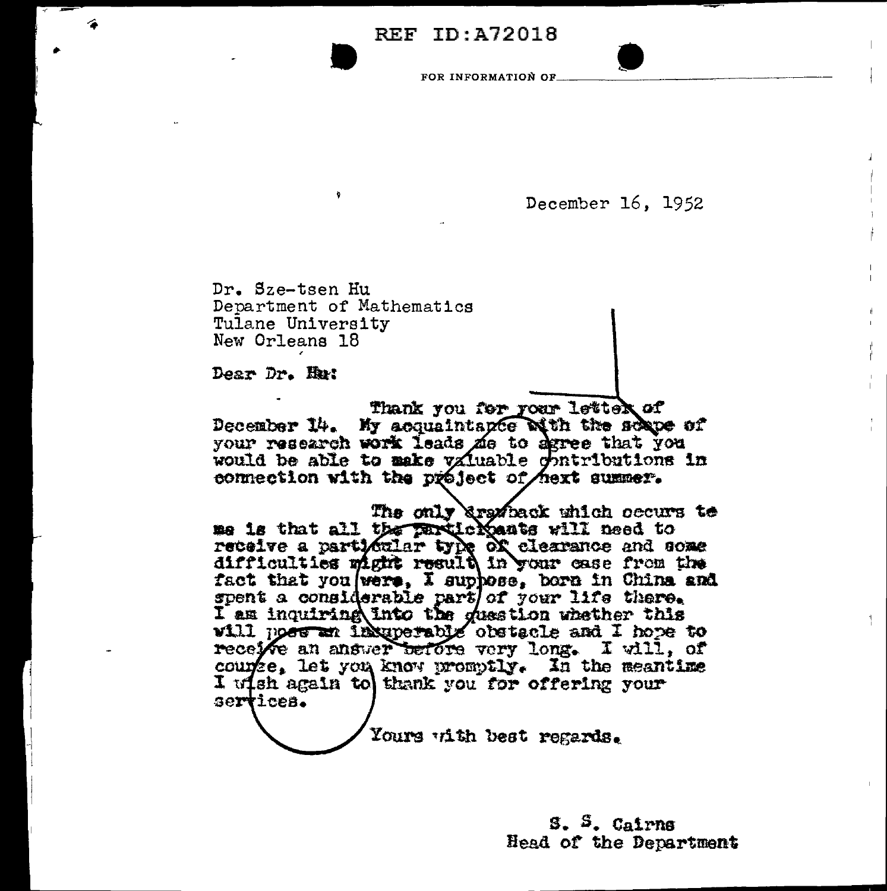REF ID:A72018

FOR INFORMATION OF

December 16, 1952

Dr. Sze-tsen Hu
Department of Mathematics
Tulane University
New Orleans 18

Dear Dr. Hu:

Thank you for your letter of December 14. My acquaintance with the scope of your research work leads me to agree that you would be able to make valuable contributions in connection with the project of next summer.

The only drawback which occurs to me is that all the participants will need to receive a particular type of clearance and some difficulties might result in your case from the fact that you were, I suppose, born in China and spent a considerable part of your life there. I am inquiring into the question whether this will pose an insuperable obstacle and I hope to receive an answer before very long. I will, of course, let you know promptly. In the meantime I wish again to thank you for offering your services.

Yours with best regards.

S. S. Cairns
Head of the Department